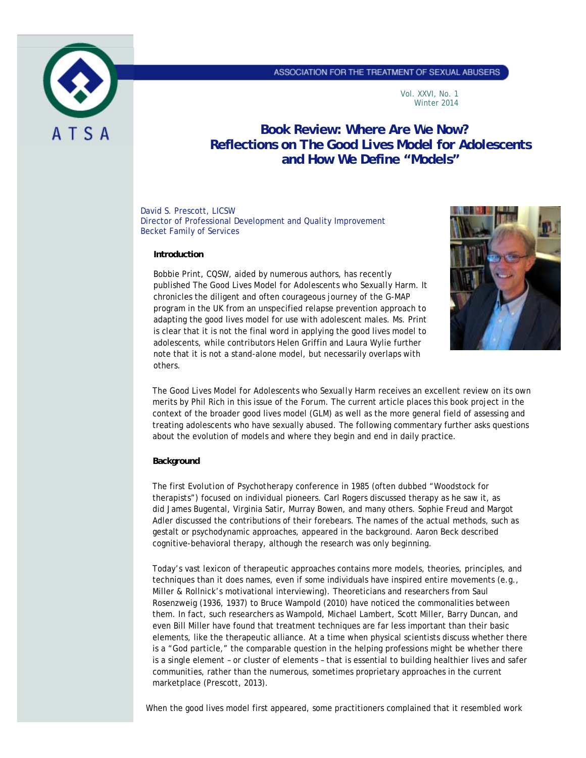# Book Review: Where Are We Now? Reflections on The Good Lives Model for Adolescents and How We Define "Models"

David S. Prescott, LICSW
Director of Professional Development and Quality Improvement
Becket Family of Services

## Introduction

Bobbie Print, CQSW, aided by numerous authors, has recently published The Good Lives Model for Adolescents who Sexually Harm. It chronicles the diligent and often courageous journey of the G-MAP program in the UK from an unspecified relapse prevention approach to adapting the good lives model for use with adolescent males. Ms. Print is clear that it is not the final word in applying the good lives model to adolescents, while contributors Helen Griffin and Laura Wylie further note that it is not a stand-alone model, but necessarily overlaps with others.

The Good Lives Model for Adolescents who Sexually Harm receives an excellent review on its own merits by Phil Rich in this issue of the Forum. The current article places this book project in the context of the broader good lives model (GLM) as well as the more general field of assessing and treating adolescents who have sexually abused. The following commentary further asks questions about the evolution of models and where they begin and end in daily practice.

## Background

The first *Evolution of Psychotherapy* conference in 1985 (often dubbed "Woodstock for therapists") focused on individual pioneers. Carl Rogers discussed therapy as he saw it, as did James Bugental, Virginia Satir, Murray Bowen, and many others. Sophie Freud and Margot Adler discussed the contributions of their forebears. The names of the actual methods, such as gestalt or psychodynamic approaches, appeared in the background. Aaron Beck described cognitive-behavioral therapy, although the research was only beginning.

Today's vast lexicon of therapeutic approaches contains more models, theories, principles, and techniques than it does names, even if some individuals have inspired entire movements (e.g., Miller & Rollnick's motivational interviewing). Theoreticians and researchers from Saul Rosenzweig (1936, 1937) to Bruce Wampold (2010) have noticed the commonalities between them. In fact, such researchers as Wampold, Michael Lambert, Scott Miller, Barry Duncan, and even Bill Miller have found that treatment techniques are far less important than their basic elements, like the therapeutic alliance. At a time when physical scientists discuss whether there is a "God particle," the comparable question in the helping professions might be whether there is a single element – or cluster of elements – that is essential to building healthier lives and safer communities, rather than the numerous, sometimes proprietary approaches in the current marketplace (Prescott, 2013).

When the good lives model first appeared, some practitioners complained that it resembled work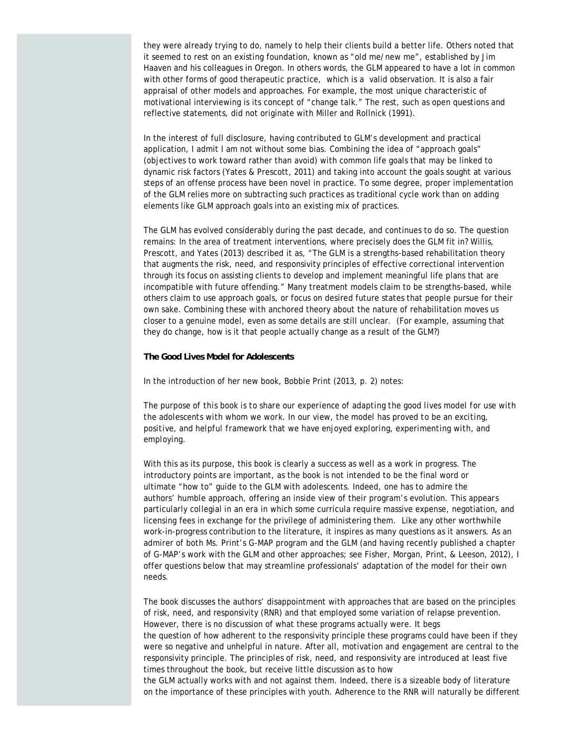they were already trying to do, namely to help their clients build a better life. Others noted that it seemed to rest on an existing foundation, known as "old me/new me", established by Jim Haaven and his colleagues in Oregon. In others words, the GLM appeared to have a lot in common with other forms of good therapeutic practice, which is a valid observation. It is also a fair appraisal of other models and approaches. For example, the most unique characteristic of motivational interviewing is its concept of "change talk." The rest, such as open questions and reflective statements, did not originate with Miller and Rollnick (1991).

In the interest of full disclosure, having contributed to GLM's development and practical application, I admit I am not without some bias. Combining the idea of "approach goals" (objectives to work toward rather than avoid) with common life goals that may be linked to dynamic risk factors (Yates & Prescott, 2011) and taking into account the goals sought at various steps of an offense process have been novel in practice. To some degree, proper implementation of the GLM relies more on subtracting such practices as traditional cycle work than on adding elements like GLM approach goals into an existing mix of practices.

The GLM has evolved considerably during the past decade, and continues to do so. The question remains: In the area of treatment interventions, where precisely does the GLM fit in? Willis, Prescott, and Yates (2013) described it as, "The GLM is a strengths-based rehabilitation theory that augments the risk, need, and responsivity principles of effective correctional intervention through its focus on assisting clients to develop and implement meaningful life plans that are incompatible with future offending." Many treatment models claim to be strengths-based, while others claim to use approach goals, or focus on desired future states that people pursue for their own sake. Combining these with anchored theory about the nature of rehabilitation moves us closer to a genuine model, even as some details are still unclear. (For example, assuming that they do change, how is it that people actually change as a result of the GLM?)

**The Good Lives Model for Adolescents**

In the introduction of her new book, Bobbie Print (2013, p. 2) notes:

*The purpose of this book is to share our experience of adapting the good lives model for use with the adolescents with whom we work. In our view, the model has proved to be an exciting, positive, and helpful framework that we have enjoyed exploring, experimenting with, and employing.*

With this as its purpose, this book is clearly a success as well as a work in progress. The introductory points are important, as the book is not intended to be the final word or ultimate "how to" guide to the GLM with adolescents. Indeed, one has to admire the authors' humble approach, offering an inside view of their program's evolution. This appears particularly collegial in an era in which some curricula require massive expense, negotiation, and licensing fees in exchange for the privilege of administering them. Like any other worthwhile work-in-progress contribution to the literature, it inspires as many questions as it answers. As an admirer of both Ms. Print's G-MAP program and the GLM (and having recently published a chapter of G-MAP's work with the GLM and other approaches; see Fisher, Morgan, Print, & Leeson, 2012), I offer questions below that may streamline professionals' adaptation of the model for their own needs.

The book discusses the authors' disappointment with approaches that are based on the principles of risk, need, and responsivity (RNR) and that employed some variation of relapse prevention. However, there is no discussion of what these programs actually were. It begs the question of how adherent to the responsivity principle these programs could have been if they were so negative and unhelpful in nature. After all, motivation and engagement are central to the responsivity principle. The principles of risk, need, and responsivity are introduced at least five times throughout the book, but receive little discussion as to how the GLM actually works with and not against them. Indeed, there is a sizeable body of literature on the importance of these principles with youth. Adherence to the RNR will naturally be different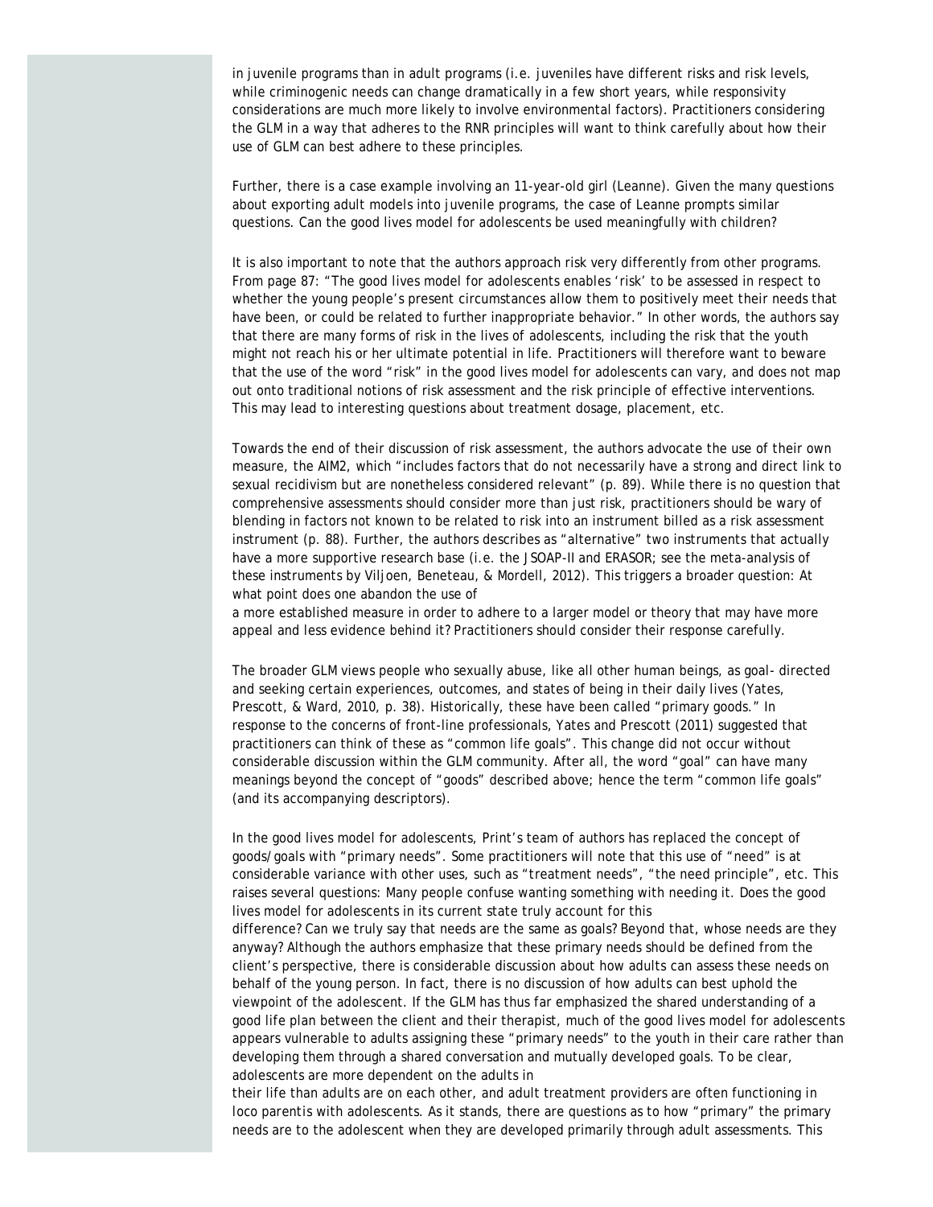in juvenile programs than in adult programs (i.e. juveniles have different risks and risk levels, while criminogenic needs can change dramatically in a few short years, while responsivity considerations are much more likely to involve environmental factors). Practitioners considering the GLM in a way that adheres to the RNR principles will want to think carefully about how their use of GLM can best adhere to these principles.

Further, there is a case example involving an 11-year-old girl (Leanne). Given the many questions about exporting adult models into juvenile programs, the case of Leanne prompts similar questions. Can the good lives model for adolescents be used meaningfully with children?

It is also important to note that the authors approach risk very differently from other programs. From page 87: "The good lives model for adolescents enables 'risk' to be assessed in respect to whether the young people's present circumstances allow them to positively meet their needs that have been, or could be related to further inappropriate behavior." In other words, the authors say that there are many forms of risk in the lives of adolescents, including the risk that the youth might not reach his or her ultimate potential in life. Practitioners will therefore want to beware that the use of the word "risk" in the good lives model for adolescents can vary, and does not map out onto traditional notions of risk assessment and the risk principle of effective interventions. This may lead to interesting questions about treatment dosage, placement, etc.

Towards the end of their discussion of risk assessment, the authors advocate the use of their own measure, the AIM2, which "includes factors that do not necessarily have a strong and direct link to sexual recidivism but are nonetheless considered relevant" (p. 89). While there is no question that comprehensive assessments should consider more than just risk, practitioners should be wary of blending in factors not known to be related to risk into an instrument billed as a risk assessment instrument (p. 88). Further, the authors describes as "alternative" two instruments that actually have a more supportive research base (i.e. the JSOAP-II and ERASOR; see the meta-analysis of these instruments by Viljoen, Beneteau, & Mordell, 2012). This triggers a broader question: At what point does one abandon the use of a more established measure in order to adhere to a larger model or theory that may have more appeal and less evidence behind it? Practitioners should consider their response carefully.

The broader GLM views people who sexually abuse, like all other human beings, as goal- directed and seeking certain experiences, outcomes, and states of being in their daily lives (Yates, Prescott, & Ward, 2010, p. 38). Historically, these have been called "primary goods." In response to the concerns of front-line professionals, Yates and Prescott (2011) suggested that practitioners can think of these as "common life goals". This change did not occur without considerable discussion within the GLM community. After all, the word "goal" can have many meanings beyond the concept of "goods" described above; hence the term "common life goals" (and its accompanying descriptors).

In the good lives model for adolescents, Print's team of authors has replaced the concept of goods/goals with "primary needs". Some practitioners will note that this use of "need" is at considerable variance with other uses, such as "treatment needs", "the need principle", etc. This raises several questions: Many people confuse wanting something with needing it. Does the good lives model for adolescents in its current state truly account for this difference? Can we truly say that needs are the same as goals? Beyond that, whose needs are they anyway? Although the authors emphasize that these primary needs should be defined from the client's perspective, there is considerable discussion about how adults can assess these needs on behalf of the young person. In fact, there is no discussion of how adults can best uphold the viewpoint of the adolescent. If the GLM has thus far emphasized the shared understanding of a good life plan between the client and their therapist, much of the good lives model for adolescents appears vulnerable to adults assigning these "primary needs" to the youth in their care rather than developing them through a shared conversation and mutually developed goals. To be clear, adolescents are more dependent on the adults in their life than adults are on each other, and adult treatment providers are often functioning in loco parentis with adolescents. As it stands, there are questions as to how "primary" the primary needs are to the adolescent when they are developed primarily through adult assessments. This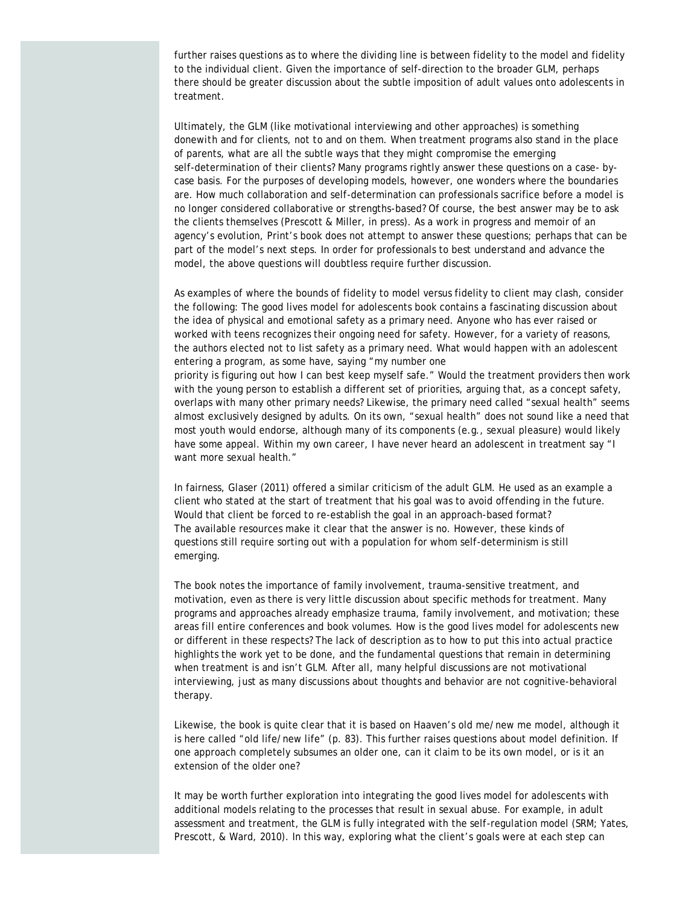further raises questions as to where the dividing line is between fidelity to the model and fidelity to the individual client. Given the importance of self-direction to the broader GLM, perhaps there should be greater discussion about the subtle imposition of adult values onto adolescents in treatment.

Ultimately, the GLM (like motivational interviewing and other approaches) is something donewith and for clients, not to and on them. When treatment programs also stand in the place of parents, what are all the subtle ways that they might compromise the emerging self-determination of their clients? Many programs rightly answer these questions on a case- by-case basis. For the purposes of developing models, however, one wonders where the boundaries are. How much collaboration and self-determination can professionals sacrifice before a model is no longer considered collaborative or strengths-based? Of course, the best answer may be to ask the clients themselves (Prescott & Miller, in press). As a work in progress and memoir of an agency's evolution, Print's book does not attempt to answer these questions; perhaps that can be part of the model's next steps. In order for professionals to best understand and advance the model, the above questions will doubtless require further discussion.

As examples of where the bounds of fidelity to model versus fidelity to client may clash, consider the following: The good lives model for adolescents book contains a fascinating discussion about the idea of physical and emotional safety as a primary need. Anyone who has ever raised or worked with teens recognizes their ongoing need for safety. However, for a variety of reasons, the authors elected not to list safety as a primary need. What would happen with an adolescent entering a program, as some have, saying "my number one priority is figuring out how I can best keep myself safe." Would the treatment providers then work with the young person to establish a different set of priorities, arguing that, as a concept safety, overlaps with many other primary needs? Likewise, the primary need called "sexual health" seems almost exclusively designed by adults. On its own, "sexual health" does not sound like a need that most youth would endorse, although many of its components (e.g., sexual pleasure) would likely have some appeal. Within my own career, I have never heard an adolescent in treatment say "I want more sexual health."

In fairness, Glaser (2011) offered a similar criticism of the adult GLM. He used as an example a client who stated at the start of treatment that his goal was to avoid offending in the future. Would that client be forced to re-establish the goal in an approach-based format? The available resources make it clear that the answer is no. However, these kinds of questions still require sorting out with a population for whom self-determinism is still emerging.

The book notes the importance of family involvement, trauma-sensitive treatment, and motivation, even as there is very little discussion about specific methods for treatment. Many programs and approaches already emphasize trauma, family involvement, and motivation; these areas fill entire conferences and book volumes. How is the good lives model for adolescents new or different in these respects? The lack of description as to how to put this into actual practice highlights the work yet to be done, and the fundamental questions that remain in determining when treatment is and isn't GLM. After all, many helpful discussions are not motivational interviewing, just as many discussions about thoughts and behavior are not cognitive-behavioral therapy.

Likewise, the book is quite clear that it is based on Haaven's old me/new me model, although it is here called "old life/new life" (p. 83). This further raises questions about model definition. If one approach completely subsumes an older one, can it claim to be its own model, or is it an extension of the older one?

It may be worth further exploration into integrating the good lives model for adolescents with additional models relating to the processes that result in sexual abuse. For example, in adult assessment and treatment, the GLM is fully integrated with the self-regulation model (SRM; Yates, Prescott, & Ward, 2010). In this way, exploring what the client's goals were at each step can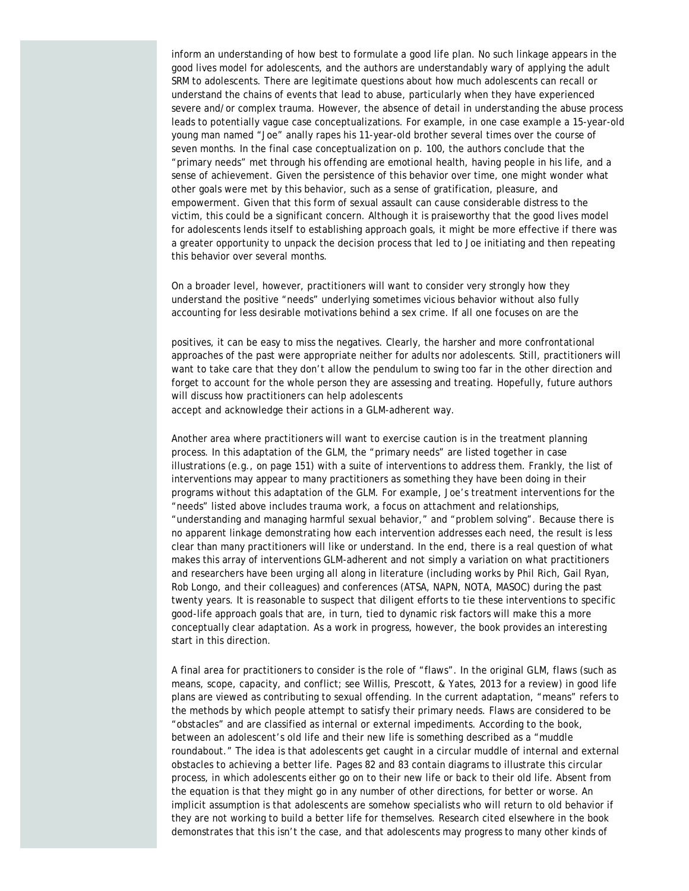inform an understanding of how best to formulate a good life plan. No such linkage appears in the good lives model for adolescents, and the authors are understandably wary of applying the adult SRM to adolescents. There are legitimate questions about how much adolescents can recall or understand the chains of events that lead to abuse, particularly when they have experienced severe and/or complex trauma. However, the absence of detail in understanding the abuse process leads to potentially vague case conceptualizations. For example, in one case example a 15-year-old young man named "Joe" anally rapes his 11-year-old brother several times over the course of seven months. In the final case conceptualization on p. 100, the authors conclude that the "primary needs" met through his offending are emotional health, having people in his life, and a sense of achievement. Given the persistence of this behavior over time, one might wonder what other goals were met by this behavior, such as a sense of gratification, pleasure, and empowerment. Given that this form of sexual assault can cause considerable distress to the victim, this could be a significant concern. Although it is praiseworthy that the good lives model for adolescents lends itself to establishing approach goals, it might be more effective if there was a greater opportunity to unpack the decision process that led to Joe initiating and then repeating this behavior over several months.

On a broader level, however, practitioners will want to consider very strongly how they understand the positive "needs" underlying sometimes vicious behavior without also fully accounting for less desirable motivations behind a sex crime. If all one focuses on are the positives, it can be easy to miss the negatives. Clearly, the harsher and more confrontational approaches of the past were appropriate neither for adults nor adolescents. Still, practitioners will want to take care that they don't allow the pendulum to swing too far in the other direction and forget to account for the whole person they are assessing and treating. Hopefully, future authors will discuss how practitioners can help adolescents accept and acknowledge their actions in a GLM-adherent way.

Another area where practitioners will want to exercise caution is in the treatment planning process. In this adaptation of the GLM, the "primary needs" are listed together in case illustrations (e.g., on page 151) with a suite of interventions to address them. Frankly, the list of interventions may appear to many practitioners as something they have been doing in their programs without this adaptation of the GLM. For example, Joe's treatment interventions for the "needs" listed above includes trauma work, a focus on attachment and relationships, "understanding and managing harmful sexual behavior," and "problem solving". Because there is no apparent linkage demonstrating how each intervention addresses each need, the result is less clear than many practitioners will like or understand. In the end, there is a real question of what makes this array of interventions GLM-adherent and not simply a variation on what practitioners and researchers have been urging all along in literature (including works by Phil Rich, Gail Ryan, Rob Longo, and their colleagues) and conferences (ATSA, NAPN, NOTA, MASOC) during the past twenty years. It is reasonable to suspect that diligent efforts to tie these interventions to specific good-life approach goals that are, in turn, tied to dynamic risk factors will make this a more conceptually clear adaptation. As a work in progress, however, the book provides an interesting start in this direction.

A final area for practitioners to consider is the role of "flaws". In the original GLM, flaws (such as means, scope, capacity, and conflict; see Willis, Prescott, & Yates, 2013 for a review) in good life plans are viewed as contributing to sexual offending. In the current adaptation, "means" refers to the methods by which people attempt to satisfy their primary needs. Flaws are considered to be "obstacles" and are classified as internal or external impediments. According to the book, between an adolescent's old life and their new life is something described as a "muddle roundabout." The idea is that adolescents get caught in a circular muddle of internal and external obstacles to achieving a better life. Pages 82 and 83 contain diagrams to illustrate this circular process, in which adolescents either go on to their new life or back to their old life. Absent from the equation is that they might go in any number of other directions, for better or worse. An implicit assumption is that adolescents are somehow specialists who will return to old behavior if they are not working to build a better life for themselves. Research cited elsewhere in the book demonstrates that this isn't the case, and that adolescents may progress to many other kinds of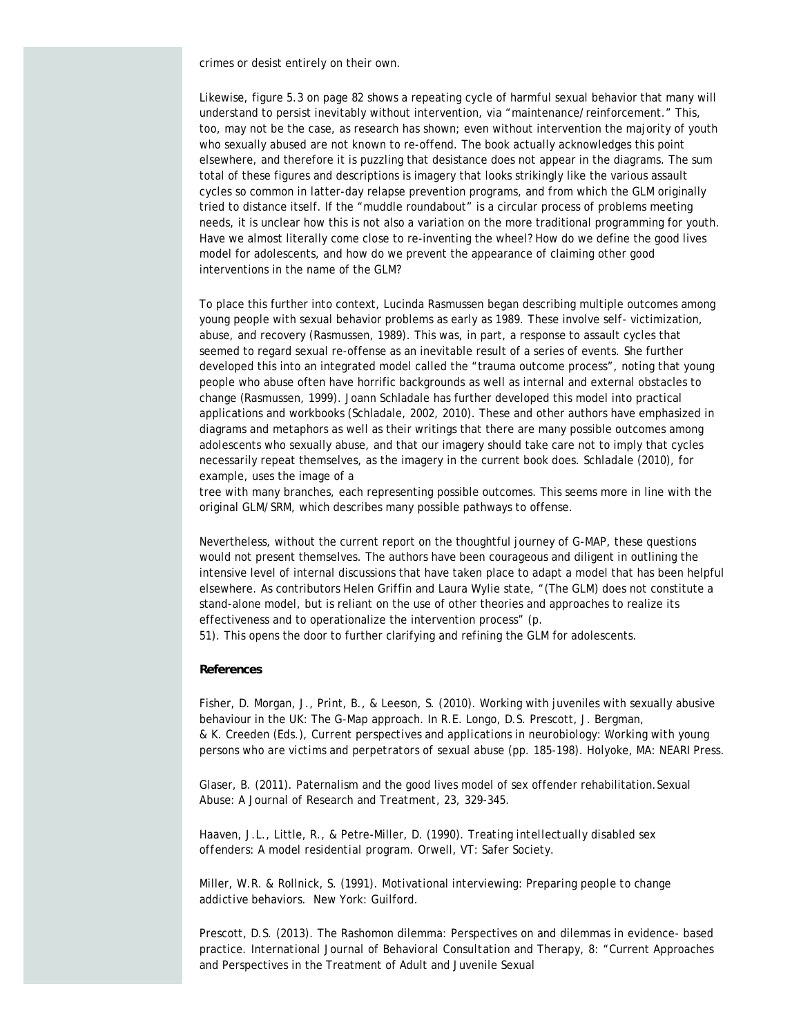crimes or desist entirely on their own.

Likewise, figure 5.3 on page 82 shows a repeating cycle of harmful sexual behavior that many will understand to persist inevitably without intervention, via "maintenance/reinforcement." This, too, may not be the case, as research has shown; even without intervention the majority of youth who sexually abused are not known to re-offend. The book actually acknowledges this point elsewhere, and therefore it is puzzling that desistance does not appear in the diagrams. The sum total of these figures and descriptions is imagery that looks strikingly like the various assault cycles so common in latter-day relapse prevention programs, and from which the GLM originally tried to distance itself. If the "muddle roundabout" is a circular process of problems meeting needs, it is unclear how this is not also a variation on the more traditional programming for youth. Have we almost literally come close to re-inventing the wheel? How do we define the good lives model for adolescents, and how do we prevent the appearance of claiming other good interventions in the name of the GLM?

To place this further into context, Lucinda Rasmussen began describing multiple outcomes among young people with sexual behavior problems as early as 1989. These involve self- victimization, abuse, and recovery (Rasmussen, 1989). This was, in part, a response to assault cycles that seemed to regard sexual re-offense as an inevitable result of a series of events. She further developed this into an integrated model called the "trauma outcome process", noting that young people who abuse often have horrific backgrounds as well as internal and external obstacles to change (Rasmussen, 1999). Joann Schladale has further developed this model into practical applications and workbooks (Schladale, 2002, 2010). These and other authors have emphasized in diagrams and metaphors as well as their writings that there are many possible outcomes among adolescents who sexually abuse, and that our imagery should take care not to imply that cycles necessarily repeat themselves, as the imagery in the current book does. Schladale (2010), for example, uses the image of a tree with many branches, each representing possible outcomes. This seems more in line with the original GLM/SRM, which describes many possible pathways to offense.

Nevertheless, without the current report on the thoughtful journey of G-MAP, these questions would not present themselves. The authors have been courageous and diligent in outlining the intensive level of internal discussions that have taken place to adapt a model that has been helpful elsewhere. As contributors Helen Griffin and Laura Wylie state, "(The GLM) does not constitute a stand-alone model, but is reliant on the use of other theories and approaches to realize its effectiveness and to operationalize the intervention process" (p. 51). This opens the door to further clarifying and refining the GLM for adolescents.

**References**

Fisher, D. Morgan, J., Print, B., & Leeson, S. (2010). Working with juveniles with sexually abusive behaviour in the UK: The G-Map approach. In R.E. Longo, D.S. Prescott, J. Bergman, & K. Creeden (Eds.), *Current perspectives and applications in neurobiology: Working with young persons who are victims and perpetrators of sexual abuse* (pp. 185-198). Holyoke, MA: NEARI Press.

Glaser, B. (2011). Paternalism and the good lives model of sex offender rehabilitation. *Sexual Abuse: A Journal of Research and Treatment, 23*, 329-345.

Haaven, J.L., Little, R., & Petre-Miller, D. (1990). *Treating intellectually disabled sex offenders: A model residential program.* Orwell, VT: Safer Society.

Miller, W.R. & Rollnick, S. (1991). *Motivational interviewing: Preparing people to change addictive behaviors.* New York: Guilford.

Prescott, D.S. (2013). The Rashomon dilemma: Perspectives on and dilemmas in evidence- based practice. *International Journal of Behavioral Consultation and Therapy, 8*: "Current Approaches and Perspectives in the Treatment of Adult and Juvenile Sexual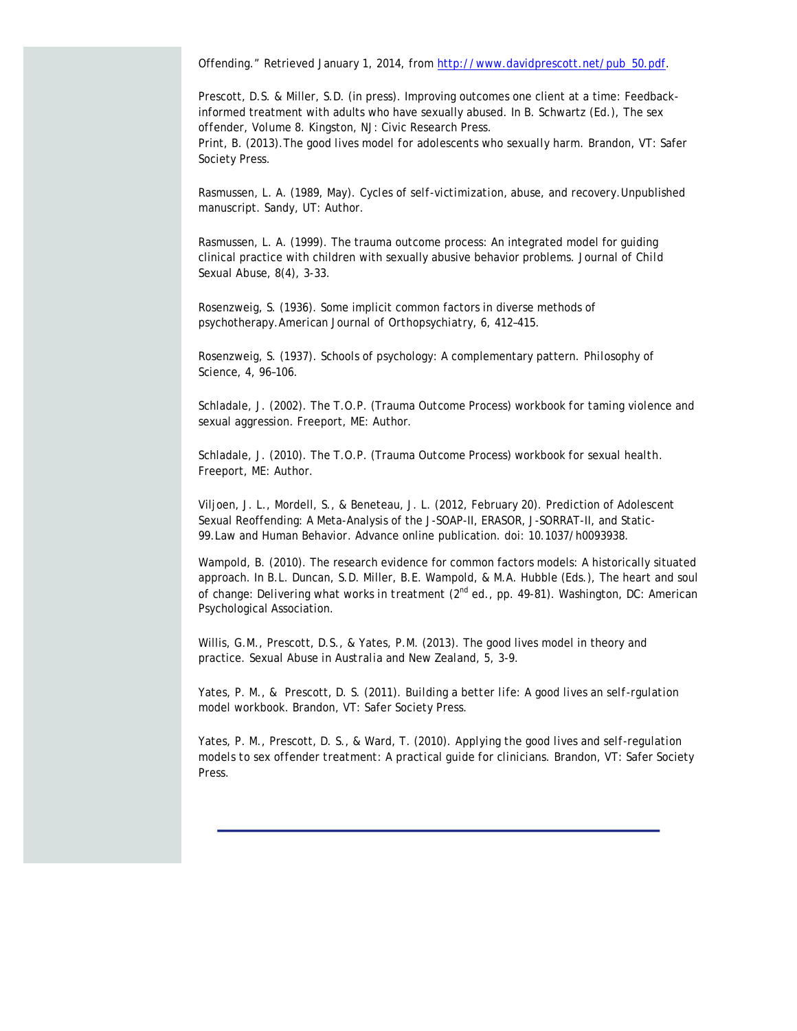Offending." Retrieved January 1, 2014, from http://www.davidprescott.net/pub_50.pdf.

Prescott, D.S. & Miller, S.D. (in press). Improving outcomes one client at a time: Feedback-informed treatment with adults who have sexually abused. In B. Schwartz (Ed.), The sex offender, Volume 8. Kingston, NJ: Civic Research Press.
Print, B. (2013).The good lives model for adolescents who sexually harm. Brandon, VT: Safer Society Press.

Rasmussen, L. A. (1989, May). Cycles of self-victimization, abuse, and recovery.Unpublished manuscript. Sandy, UT: Author.

Rasmussen, L. A. (1999). The trauma outcome process: An integrated model for guiding clinical practice with children with sexually abusive behavior problems. Journal of Child Sexual Abuse, 8(4), 3-33.

Rosenzweig, S. (1936). Some implicit common factors in diverse methods of psychotherapy.American Journal of Orthopsychiatry, 6, 412–415.

Rosenzweig, S. (1937). Schools of psychology: A complementary pattern. Philosophy of Science, 4, 96–106.

Schladale, J. (2002). The T.O.P. (Trauma Outcome Process) workbook for taming violence and sexual aggression. Freeport, ME: Author.

Schladale, J. (2010). The T.O.P. (Trauma Outcome Process) workbook for sexual health. Freeport, ME: Author.

Viljoen, J. L., Mordell, S., & Beneteau, J. L. (2012, February 20). Prediction of Adolescent Sexual Reoffending: A Meta-Analysis of the J-SOAP-II, ERASOR, J-SORRAT-II, and Static-99.Law and Human Behavior. Advance online publication. doi: 10.1037/h0093938.

Wampold, B. (2010). The research evidence for common factors models: A historically situated approach. In B.L. Duncan, S.D. Miller, B.E. Wampold, & M.A. Hubble (Eds.), The heart and soul of change: Delivering what works in treatment (2nd ed., pp. 49-81). Washington, DC: American Psychological Association.

Willis, G.M., Prescott, D.S., & Yates, P.M. (2013). The good lives model in theory and practice. Sexual Abuse in Australia and New Zealand, 5, 3-9.

Yates, P. M., & Prescott, D. S. (2011). Building a better life: A good lives an self-rgulation model workbook. Brandon, VT: Safer Society Press.

Yates, P. M., Prescott, D. S., & Ward, T. (2010). Applying the good lives and self-regulation models to sex offender treatment: A practical guide for clinicians. Brandon, VT: Safer Society Press.